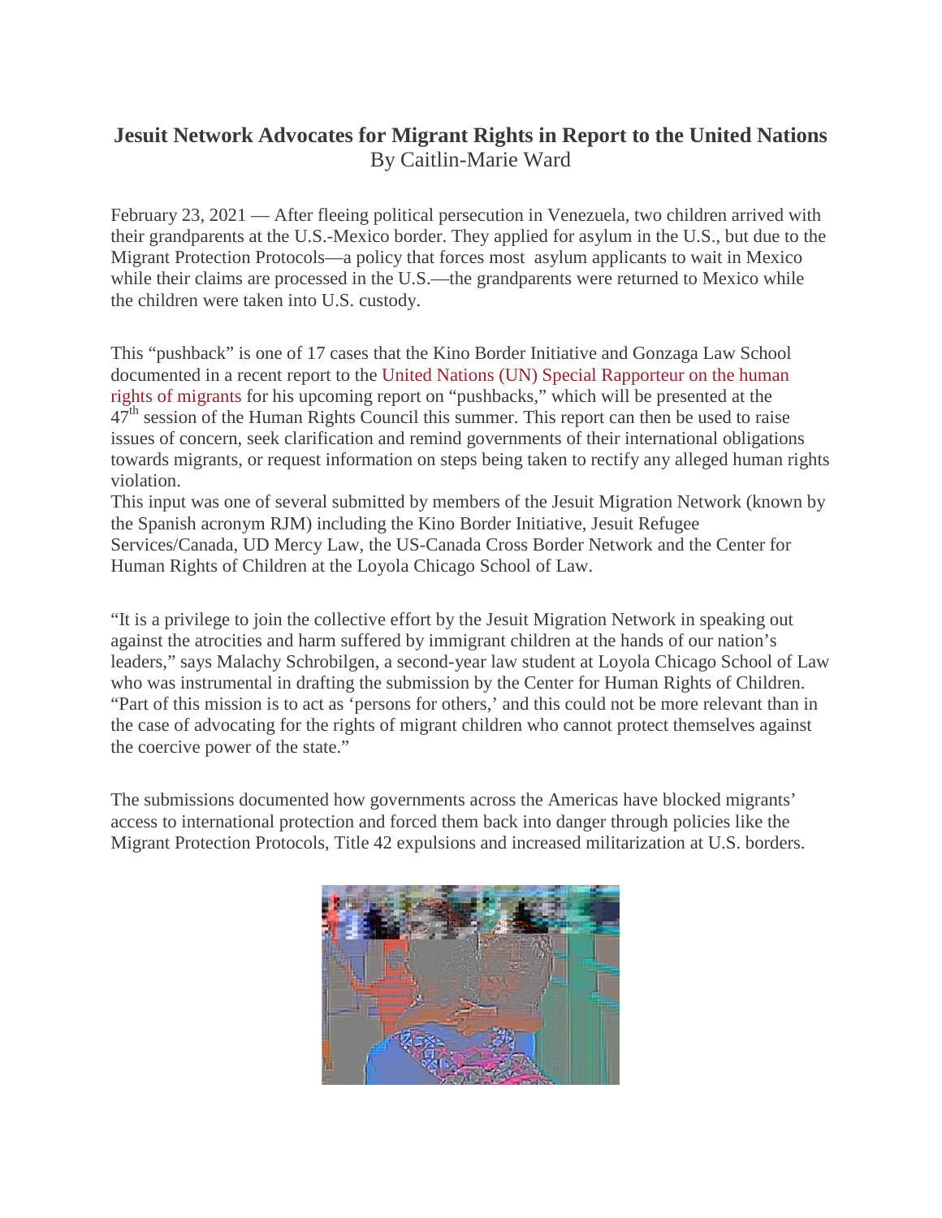# Jesuit Network Advocates for Migrant Rights in Report to the United Nations

By Caitlin-Marie Ward

February 23, 2021 — After fleeing political persecution in Venezuela, two children arrived with their grandparents at the U.S.-Mexico border. They applied for asylum in the U.S., but due to the Migrant Protection Protocols—a policy that forces most asylum applicants to wait in Mexico while their claims are processed in the U.S.—the grandparents were returned to Mexico while the children were taken into U.S. custody.

This "pushback" is one of 17 cases that the Kino Border Initiative and Gonzaga Law School documented in a recent report to the United Nations (UN) Special Rapporteur on the human rights of migrants for his upcoming report on "pushbacks," which will be presented at the 47th session of the Human Rights Council this summer. This report can then be used to raise issues of concern, seek clarification and remind governments of their international obligations towards migrants, or request information on steps being taken to rectify any alleged human rights violation.

This input was one of several submitted by members of the Jesuit Migration Network (known by the Spanish acronym RJM) including the Kino Border Initiative, Jesuit Refugee Services/Canada, UD Mercy Law, the US-Canada Cross Border Network and the Center for Human Rights of Children at the Loyola Chicago School of Law.

"It is a privilege to join the collective effort by the Jesuit Migration Network in speaking out against the atrocities and harm suffered by immigrant children at the hands of our nation's leaders," says Malachy Schrobilgen, a second-year law student at Loyola Chicago School of Law who was instrumental in drafting the submission by the Center for Human Rights of Children. "Part of this mission is to act as 'persons for others,' and this could not be more relevant than in the case of advocating for the rights of migrant children who cannot protect themselves against the coercive power of the state."

The submissions documented how governments across the Americas have blocked migrants' access to international protection and forced them back into danger through policies like the Migrant Protection Protocols, Title 42 expulsions and increased militarization at U.S. borders.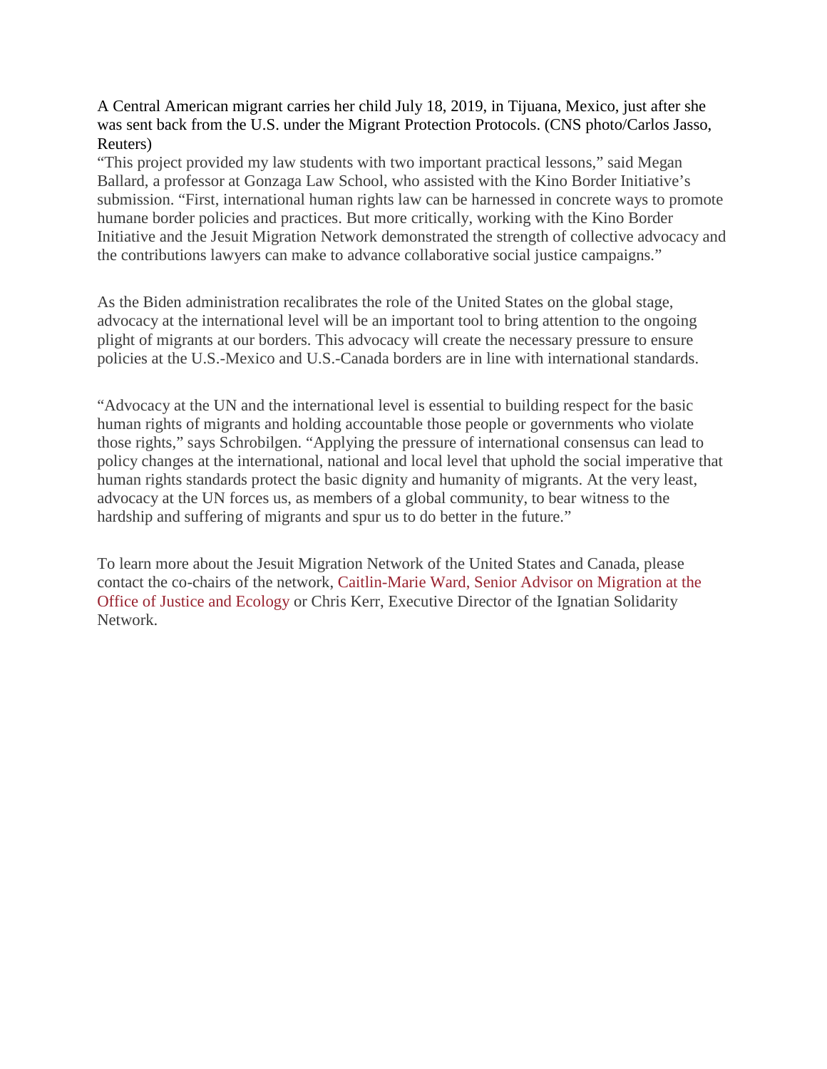A Central American migrant carries her child July 18, 2019, in Tijuana, Mexico, just after she was sent back from the U.S. under the Migrant Protection Protocols. (CNS photo/Carlos Jasso, Reuters)

"This project provided my law students with two important practical lessons," said Megan Ballard, a professor at Gonzaga Law School, who assisted with the Kino Border Initiative's submission. "First, international human rights law can be harnessed in concrete ways to promote humane border policies and practices. But more critically, working with the Kino Border Initiative and the Jesuit Migration Network demonstrated the strength of collective advocacy and the contributions lawyers can make to advance collaborative social justice campaigns."

As the Biden administration recalibrates the role of the United States on the global stage, advocacy at the international level will be an important tool to bring attention to the ongoing plight of migrants at our borders. This advocacy will create the necessary pressure to ensure policies at the U.S.-Mexico and U.S.-Canada borders are in line with international standards.

"Advocacy at the UN and the international level is essential to building respect for the basic human rights of migrants and holding accountable those people or governments who violate those rights," says Schrobilgen. "Applying the pressure of international consensus can lead to policy changes at the international, national and local level that uphold the social imperative that human rights standards protect the basic dignity and humanity of migrants. At the very least, advocacy at the UN forces us, as members of a global community, to bear witness to the hardship and suffering of migrants and spur us to do better in the future."

To learn more about the Jesuit Migration Network of the United States and Canada, please contact the co-chairs of the network, Caitlin-Marie Ward, Senior Advisor on Migration at the Office of Justice and Ecology or Chris Kerr, Executive Director of the Ignatian Solidarity Network.